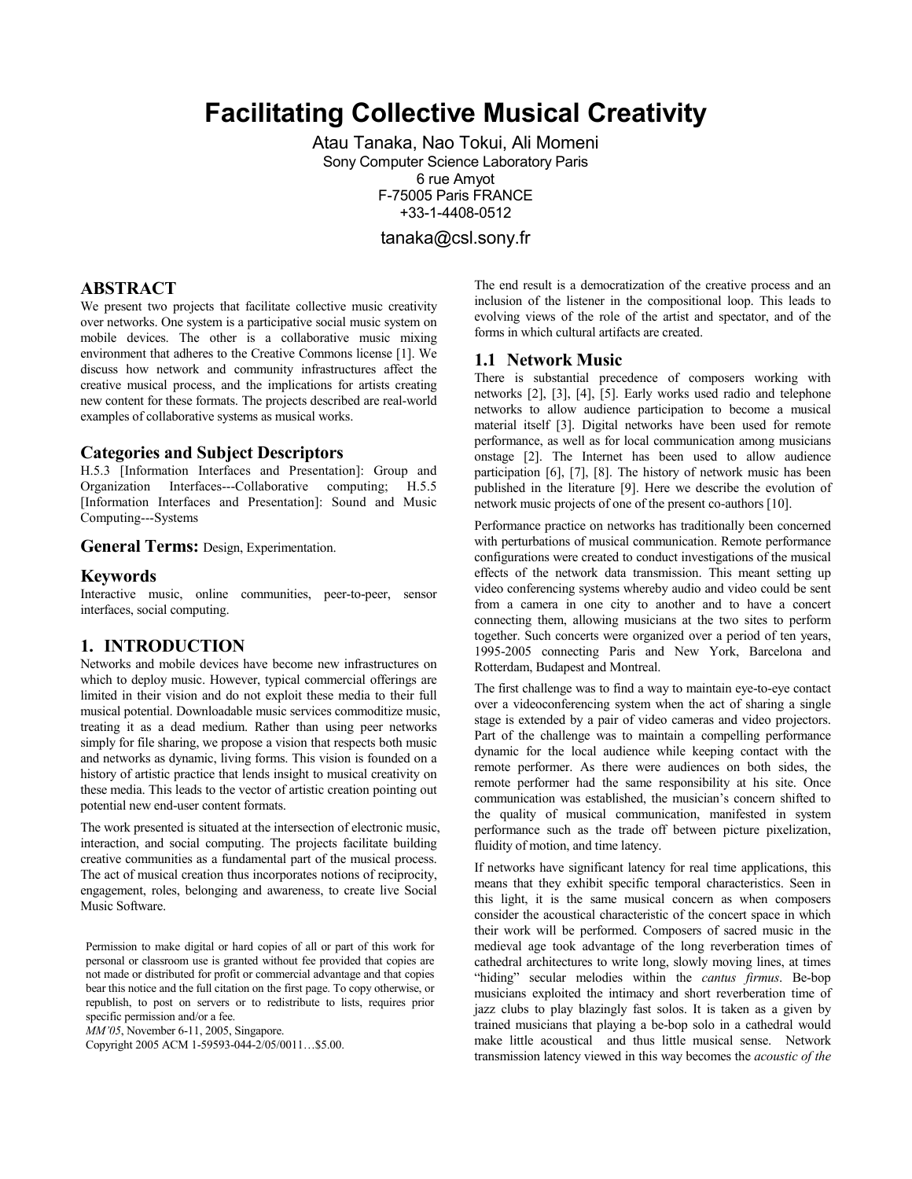# Facilitating Collective Musical Creativity

Atau Tanaka, Nao Tokui, Ali Momeni
Sony Computer Science Laboratory Paris
6 rue Amyot
F-75005 Paris FRANCE
+33-1-4408-0512

tanaka@csl.sony.fr

## ABSTRACT

We present two projects that facilitate collective music creativity over networks. One system is a participative social music system on mobile devices. The other is a collaborative music mixing environment that adheres to the Creative Commons license [1]. We discuss how network and community infrastructures affect the creative musical process, and the implications for artists creating new content for these formats. The projects described are real-world examples of collaborative systems as musical works.

### Categories and Subject Descriptors

H.5.3 [Information Interfaces and Presentation]: Group and Organization Interfaces---Collaborative computing; H.5.5 [Information Interfaces and Presentation]: Sound and Music Computing---Systems

### General Terms:

Design, Experimentation.

### Keywords

Interactive music, online communities, peer-to-peer, sensor interfaces, social computing.

## 1. INTRODUCTION

Networks and mobile devices have become new infrastructures on which to deploy music. However, typical commercial offerings are limited in their vision and do not exploit these media to their full musical potential. Downloadable music services commoditize music, treating it as a dead medium. Rather than using peer networks simply for file sharing, we propose a vision that respects both music and networks as dynamic, living forms. This vision is founded on a history of artistic practice that lends insight to musical creativity on these media. This leads to the vector of artistic creation pointing out potential new end-user content formats.

The work presented is situated at the intersection of electronic music, interaction, and social computing. The projects facilitate building creative communities as a fundamental part of the musical process. The act of musical creation thus incorporates notions of reciprocity, engagement, roles, belonging and awareness, to create live Social Music Software.

Permission to make digital or hard copies of all or part of this work for personal or classroom use is granted without fee provided that copies are not made or distributed for profit or commercial advantage and that copies bear this notice and the full citation on the first page. To copy otherwise, or republish, to post on servers or to redistribute to lists, requires prior specific permission and/or a fee.
*MM'05*, November 6-11, 2005, Singapore.
Copyright 2005 ACM 1-59593-044-2/05/0011…$5.00.

The end result is a democratization of the creative process and an inclusion of the listener in the compositional loop. This leads to evolving views of the role of the artist and spectator, and of the forms in which cultural artifacts are created.

### 1.1 Network Music

There is substantial precedence of composers working with networks [2], [3], [4], [5]. Early works used radio and telephone networks to allow audience participation to become a musical material itself [3]. Digital networks have been used for remote performance, as well as for local communication among musicians onstage [2]. The Internet has been used to allow audience participation [6], [7], [8]. The history of network music has been published in the literature [9]. Here we describe the evolution of network music projects of one of the present co-authors [10].

Performance practice on networks has traditionally been concerned with perturbations of musical communication. Remote performance configurations were created to conduct investigations of the musical effects of the network data transmission. This meant setting up video conferencing systems whereby audio and video could be sent from a camera in one city to another and to have a concert connecting them, allowing musicians at the two sites to perform together. Such concerts were organized over a period of ten years, 1995-2005 connecting Paris and New York, Barcelona and Rotterdam, Budapest and Montreal.

The first challenge was to find a way to maintain eye-to-eye contact over a videoconferencing system when the act of sharing a single stage is extended by a pair of video cameras and video projectors. Part of the challenge was to maintain a compelling performance dynamic for the local audience while keeping contact with the remote performer. As there were audiences on both sides, the remote performer had the same responsibility at his site. Once communication was established, the musician's concern shifted to the quality of musical communication, manifested in system performance such as the trade off between picture pixelization, fluidity of motion, and time latency.

If networks have significant latency for real time applications, this means that they exhibit specific temporal characteristics. Seen in this light, it is the same musical concern as when composers consider the acoustical characteristic of the concert space in which their work will be performed. Composers of sacred music in the medieval age took advantage of the long reverberation times of cathedral architectures to write long, slowly moving lines, at times "hiding" secular melodies within the *cantus firmus*. Be-bop musicians exploited the intimacy and short reverberation time of jazz clubs to play blazingly fast solos. It is taken as a given by trained musicians that playing a be-bop solo in a cathedral would make little acoustical and thus little musical sense. Network transmission latency viewed in this way becomes the *acoustic of the*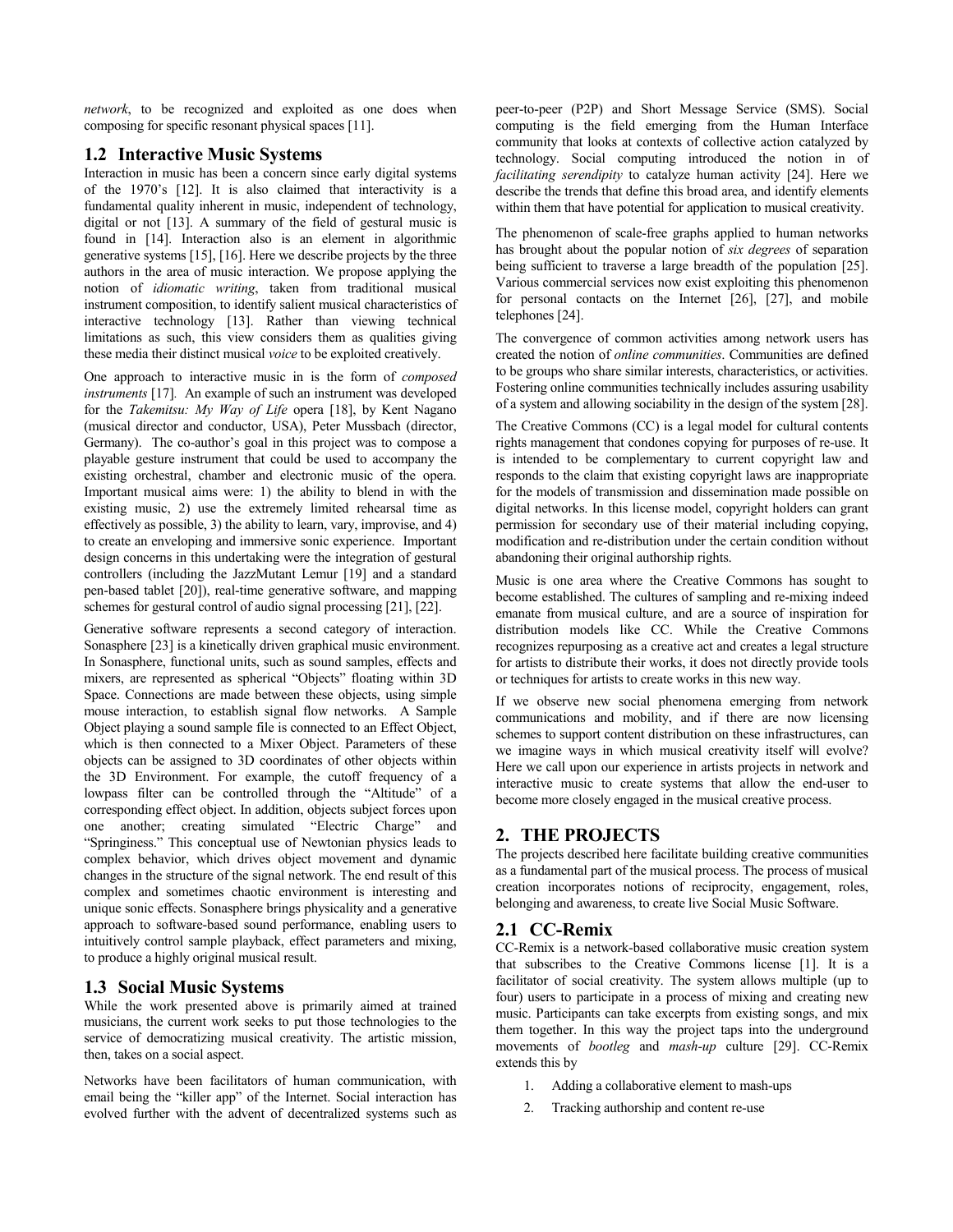*network*, to be recognized and exploited as one does when composing for specific resonant physical spaces [11].

## 1.2 Interactive Music Systems

Interaction in music has been a concern since early digital systems of the 1970's [12]. It is also claimed that interactivity is a fundamental quality inherent in music, independent of technology, digital or not [13]. A summary of the field of gestural music is found in [14]. Interaction also is an element in algorithmic generative systems [15], [16]. Here we describe projects by the three authors in the area of music interaction. We propose applying the notion of *idiomatic writing*, taken from traditional musical instrument composition, to identify salient musical characteristics of interactive technology [13]. Rather than viewing technical limitations as such, this view considers them as qualities giving these media their distinct musical *voice* to be exploited creatively.

One approach to interactive music in is the form of *composed instruments* [17]. An example of such an instrument was developed for the *Takemitsu: My Way of Life* opera [18], by Kent Nagano (musical director and conductor, USA), Peter Mussbach (director, Germany). The co-author's goal in this project was to compose a playable gesture instrument that could be used to accompany the existing orchestral, chamber and electronic music of the opera. Important musical aims were: 1) the ability to blend in with the existing music, 2) use the extremely limited rehearsal time as effectively as possible, 3) the ability to learn, vary, improvise, and 4) to create an enveloping and immersive sonic experience. Important design concerns in this undertaking were the integration of gestural controllers (including the JazzMutant Lemur [19] and a standard pen-based tablet [20]), real-time generative software, and mapping schemes for gestural control of audio signal processing [21], [22].

Generative software represents a second category of interaction. Sonasphere [23] is a kinetically driven graphical music environment. In Sonasphere, functional units, such as sound samples, effects and mixers, are represented as spherical "Objects" floating within 3D Space. Connections are made between these objects, using simple mouse interaction, to establish signal flow networks. A Sample Object playing a sound sample file is connected to an Effect Object, which is then connected to a Mixer Object. Parameters of these objects can be assigned to 3D coordinates of other objects within the 3D Environment. For example, the cutoff frequency of a lowpass filter can be controlled through the "Altitude" of a corresponding effect object. In addition, objects subject forces upon one another; creating simulated "Electric Charge" and "Springiness." This conceptual use of Newtonian physics leads to complex behavior, which drives object movement and dynamic changes in the structure of the signal network. The end result of this complex and sometimes chaotic environment is interesting and unique sonic effects. Sonasphere brings physicality and a generative approach to software-based sound performance, enabling users to intuitively control sample playback, effect parameters and mixing, to produce a highly original musical result.

## 1.3 Social Music Systems

While the work presented above is primarily aimed at trained musicians, the current work seeks to put those technologies to the service of democratizing musical creativity. The artistic mission, then, takes on a social aspect.

Networks have been facilitators of human communication, with email being the "killer app" of the Internet. Social interaction has evolved further with the advent of decentralized systems such as peer-to-peer (P2P) and Short Message Service (SMS). Social computing is the field emerging from the Human Interface community that looks at contexts of collective action catalyzed by technology. Social computing introduced the notion in of *facilitating serendipity* to catalyze human activity [24]. Here we describe the trends that define this broad area, and identify elements within them that have potential for application to musical creativity.

The phenomenon of scale-free graphs applied to human networks has brought about the popular notion of *six degrees* of separation being sufficient to traverse a large breadth of the population [25]. Various commercial services now exist exploiting this phenomenon for personal contacts on the Internet [26], [27], and mobile telephones [24].

The convergence of common activities among network users has created the notion of *online communities*. Communities are defined to be groups who share similar interests, characteristics, or activities. Fostering online communities technically includes assuring usability of a system and allowing sociability in the design of the system [28].

The Creative Commons (CC) is a legal model for cultural contents rights management that condones copying for purposes of re-use. It is intended to be complementary to current copyright law and responds to the claim that existing copyright laws are inappropriate for the models of transmission and dissemination made possible on digital networks. In this license model, copyright holders can grant permission for secondary use of their material including copying, modification and re-distribution under the certain condition without abandoning their original authorship rights.

Music is one area where the Creative Commons has sought to become established. The cultures of sampling and re-mixing indeed emanate from musical culture, and are a source of inspiration for distribution models like CC. While the Creative Commons recognizes repurposing as a creative act and creates a legal structure for artists to distribute their works, it does not directly provide tools or techniques for artists to create works in this new way.

If we observe new social phenomena emerging from network communications and mobility, and if there are now licensing schemes to support content distribution on these infrastructures, can we imagine ways in which musical creativity itself will evolve? Here we call upon our experience in artists projects in network and interactive music to create systems that allow the end-user to become more closely engaged in the musical creative process.

# 2. THE PROJECTS

The projects described here facilitate building creative communities as a fundamental part of the musical process. The process of musical creation incorporates notions of reciprocity, engagement, roles, belonging and awareness, to create live Social Music Software.

## 2.1 CC-Remix

CC-Remix is a network-based collaborative music creation system that subscribes to the Creative Commons license [1]. It is a facilitator of social creativity. The system allows multiple (up to four) users to participate in a process of mixing and creating new music. Participants can take excerpts from existing songs, and mix them together. In this way the project taps into the underground movements of *bootleg* and *mash-up* culture [29]. CC-Remix extends this by

1. Adding a collaborative element to mash-ups
2. Tracking authorship and content re-use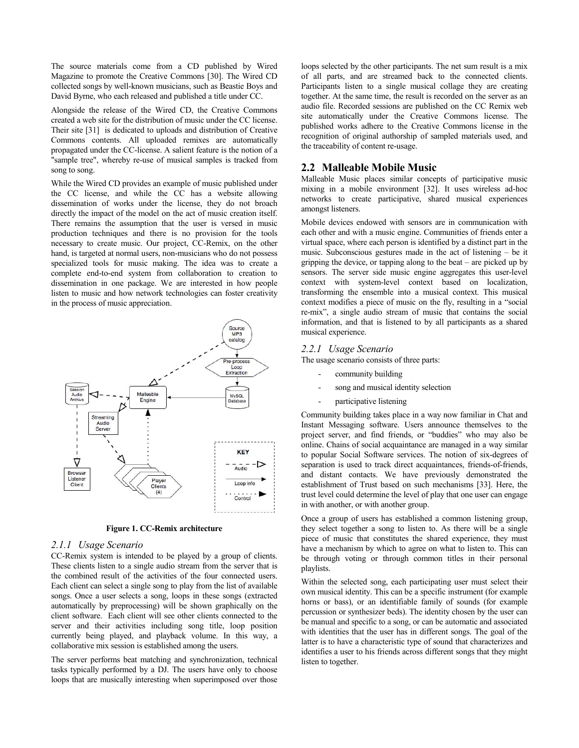The source materials come from a CD published by Wired Magazine to promote the Creative Commons [30]. The Wired CD collected songs by well-known musicians, such as Beastie Boys and David Byrne, who each released and published a title under CC.

Alongside the release of the Wired CD, the Creative Commons created a web site for the distribution of music under the CC license. Their site [31] is dedicated to uploads and distribution of Creative Commons contents. All uploaded remixes are automatically propagated under the CC-license. A salient feature is the notion of a "sample tree", whereby re-use of musical samples is tracked from song to song.

While the Wired CD provides an example of music published under the CC license, and while the CC has a website allowing dissemination of works under the license, they do not broach directly the impact of the model on the act of music creation itself. There remains the assumption that the user is versed in music production techniques and there is no provision for the tools necessary to create music. Our project, CC-Remix, on the other hand, is targeted at normal users, non-musicians who do not possess specialized tools for music making. The idea was to create a complete end-to-end system from collaboration to creation to dissemination in one package. We are interested in how people listen to music and how network technologies can foster creativity in the process of music appreciation.

Source MP3 catalog

Pre-process Loop Extraction

MySQL Database

Session Audio Archive

Malleable Engine

Streaming Audio Server

Browser Listener Client

Player Clients (4)

KEY

Audio

Loop info

Control

**Figure 1. CC-Remix architecture**

### 2.1.1 *Usage Scenario*

CC-Remix system is intended to be played by a group of clients. These clients listen to a single audio stream from the server that is the combined result of the activities of the four connected users. Each client can select a single song to play from the list of available songs. Once a user selects a song, loops in these songs (extracted automatically by preprocessing) will be shown graphically on the client software. Each client will see other clients connected to the server and their activities including song title, loop position currently being played, and playback volume. In this way, a collaborative mix session is established among the users.

The server performs beat matching and synchronization, technical tasks typically performed by a DJ. The users have only to choose loops that are musically interesting when superimposed over those loops selected by the other participants. The net sum result is a mix of all parts, and are streamed back to the connected clients. Participants listen to a single musical collage they are creating together. At the same time, the result is recorded on the server as an audio file. Recorded sessions are published on the CC Remix web site automatically under the Creative Commons license. The published works adhere to the Creative Commons license in the recognition of original authorship of sampled materials used, and the traceability of content re-usage.

## 2.2 Malleable Mobile Music

Malleable Music places similar concepts of participative music mixing in a mobile environment [32]. It uses wireless ad-hoc networks to create participative, shared musical experiences amongst listeners.

Mobile devices endowed with sensors are in communication with each other and with a music engine. Communities of friends enter a virtual space, where each person is identified by a distinct part in the music. Subconscious gestures made in the act of listening – be it gripping the device, or tapping along to the beat – are picked up by sensors. The server side music engine aggregates this user-level context with system-level context based on localization, transforming the ensemble into a musical context. This musical context modifies a piece of music on the fly, resulting in a "social re-mix", a single audio stream of music that contains the social information, and that is listened to by all participants as a shared musical experience.

### 2.2.1 *Usage Scenario*

The usage scenario consists of three parts:

- community building
- song and musical identity selection
- participative listening

Community building takes place in a way now familiar in Chat and Instant Messaging software. Users announce themselves to the project server, and find friends, or "buddies" who may also be online. Chains of social acquaintance are managed in a way similar to popular Social Software services. The notion of six-degrees of separation is used to track direct acquaintances, friends-of-friends, and distant contacts. We have previously demonstrated the establishment of Trust based on such mechanisms [33]. Here, the trust level could determine the level of play that one user can engage in with another, or with another group.

Once a group of users has established a common listening group, they select together a song to listen to. As there will be a single piece of music that constitutes the shared experience, they must have a mechanism by which to agree on what to listen to. This can be through voting or through common titles in their personal playlists.

Within the selected song, each participating user must select their own musical identity. This can be a specific instrument (for example horns or bass), or an identifiable family of sounds (for example percussion or synthesizer beds). The identity chosen by the user can be manual and specific to a song, or can be automatic and associated with identities that the user has in different songs. The goal of the latter is to have a characteristic type of sound that characterizes and identifies a user to his friends across different songs that they might listen to together.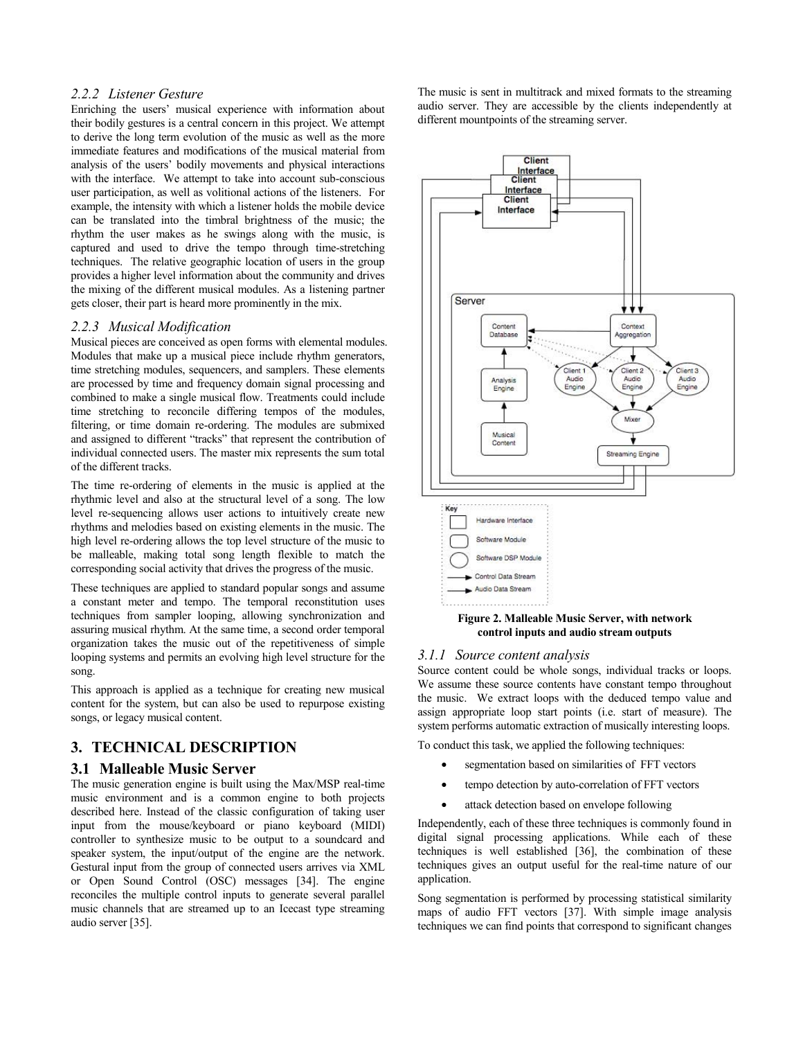### 2.2.2 Listener Gesture

Enriching the users' musical experience with information about their bodily gestures is a central concern in this project. We attempt to derive the long term evolution of the music as well as the more immediate features and modifications of the musical material from analysis of the users' bodily movements and physical interactions with the interface. We attempt to take into account sub-conscious user participation, as well as volitional actions of the listeners. For example, the intensity with which a listener holds the mobile device can be translated into the timbral brightness of the music; the rhythm the user makes as he swings along with the music, is captured and used to drive the tempo through time-stretching techniques. The relative geographic location of users in the group provides a higher level information about the community and drives the mixing of the different musical modules. As a listening partner gets closer, their part is heard more prominently in the mix.

### 2.2.3 Musical Modification

Musical pieces are conceived as open forms with elemental modules. Modules that make up a musical piece include rhythm generators, time stretching modules, sequencers, and samplers. These elements are processed by time and frequency domain signal processing and combined to make a single musical flow. Treatments could include time stretching to reconcile differing tempos of the modules, filtering, or time domain re-ordering. The modules are submixed and assigned to different "tracks" that represent the contribution of individual connected users. The master mix represents the sum total of the different tracks.

The time re-ordering of elements in the music is applied at the rhythmic level and also at the structural level of a song. The low level re-sequencing allows user actions to intuitively create new rhythms and melodies based on existing elements in the music. The high level re-ordering allows the top level structure of the music to be malleable, making total song length flexible to match the corresponding social activity that drives the progress of the music.

These techniques are applied to standard popular songs and assume a constant meter and tempo. The temporal reconstitution uses techniques from sampler looping, allowing synchronization and assuring musical rhythm. At the same time, a second order temporal organization takes the music out of the repetitiveness of simple looping systems and permits an evolving high level structure for the song.

This approach is applied as a technique for creating new musical content for the system, but can also be used to repurpose existing songs, or legacy musical content.

## 3. TECHNICAL DESCRIPTION

### 3.1 Malleable Music Server

The music generation engine is built using the Max/MSP real-time music environment and is a common engine to both projects described here. Instead of the classic configuration of taking user input from the mouse/keyboard or piano keyboard (MIDI) controller to synthesize music to be output to a soundcard and speaker system, the input/output of the engine are the network. Gestural input from the group of connected users arrives via XML or Open Sound Control (OSC) messages [34]. The engine reconciles the multiple control inputs to generate several parallel music channels that are streamed up to an Icecast type streaming audio server [35].

The music is sent in multitrack and mixed formats to the streaming audio server. They are accessible by the clients independently at different mountpoints of the streaming server.

Client Interface
Client Interface
Client Interface
Server
Content Database
Context Aggregation
Analysis Engine
Client 1 Audio Engine
Client 2 Audio Engine
Client 3 Audio Engine
Mixer
Musical Content
Streaming Engine
Key
Hardware Interface
Software Module
Software DSP Module
Control Data Stream
Audio Data Stream

**Figure 2. Malleable Music Server, with network control inputs and audio stream outputs**

### 3.1.1 Source content analysis

Source content could be whole songs, individual tracks or loops. We assume these source contents have constant tempo throughout the music. We extract loops with the deduced tempo value and assign appropriate loop start points (i.e. start of measure). The system performs automatic extraction of musically interesting loops.

To conduct this task, we applied the following techniques:

- segmentation based on similarities of FFT vectors
- tempo detection by auto-correlation of FFT vectors
- attack detection based on envelope following

Independently, each of these three techniques is commonly found in digital signal processing applications. While each of these techniques is well established [36], the combination of these techniques gives an output useful for the real-time nature of our application.

Song segmentation is performed by processing statistical similarity maps of audio FFT vectors [37]. With simple image analysis techniques we can find points that correspond to significant changes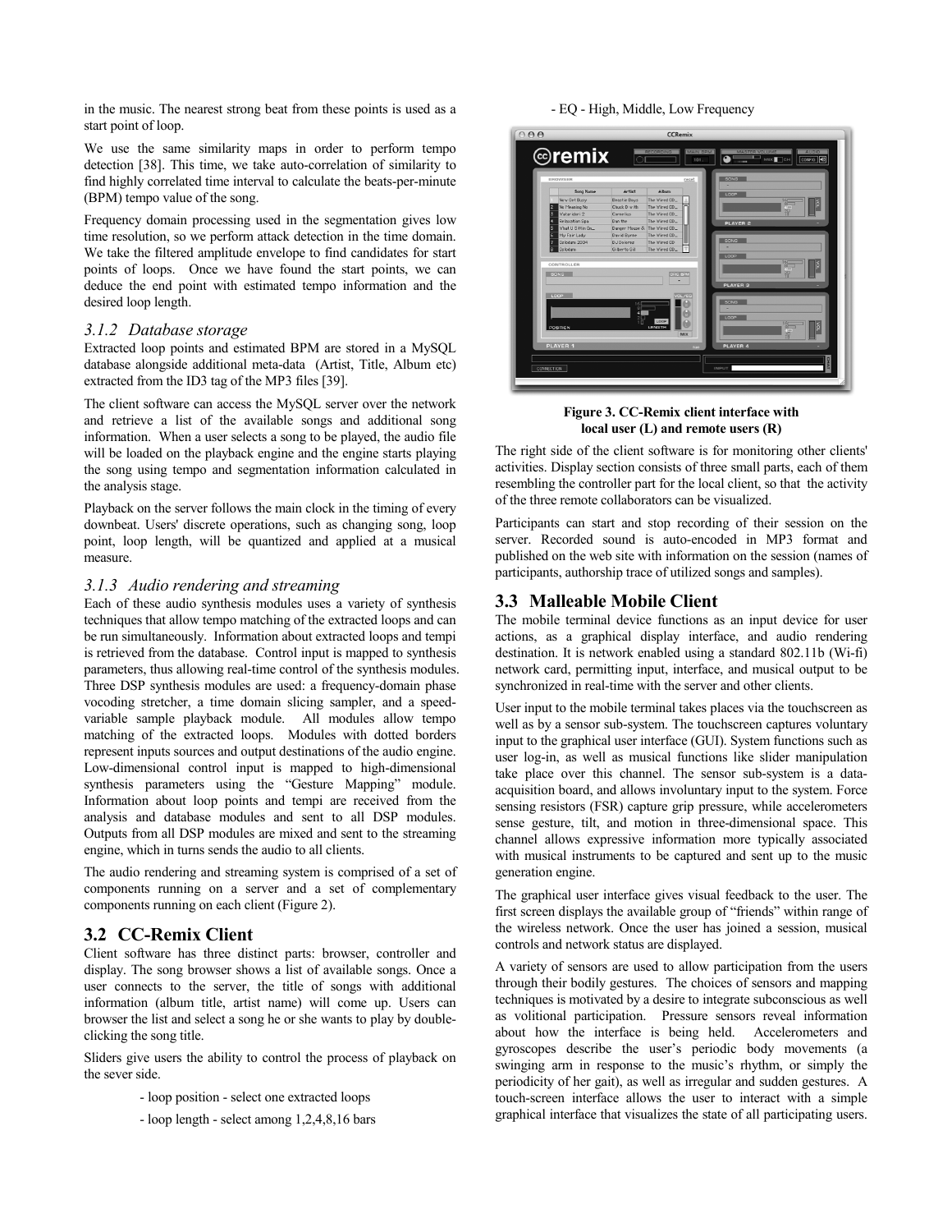in the music. The nearest strong beat from these points is used as a start point of loop.

We use the same similarity maps in order to perform tempo detection [38]. This time, we take auto-correlation of similarity to find highly correlated time interval to calculate the beats-per-minute (BPM) tempo value of the song.

Frequency domain processing used in the segmentation gives low time resolution, so we perform attack detection in the time domain. We take the filtered amplitude envelope to find candidates for start points of loops. Once we have found the start points, we can deduce the end point with estimated tempo information and the desired loop length.

### *3.1.2 Database storage*

Extracted loop points and estimated BPM are stored in a MySQL database alongside additional meta-data (Artist, Title, Album etc) extracted from the ID3 tag of the MP3 files [39].

The client software can access the MySQL server over the network and retrieve a list of the available songs and additional song information. When a user selects a song to be played, the audio file will be loaded on the playback engine and the engine starts playing the song using tempo and segmentation information calculated in the analysis stage.

Playback on the server follows the main clock in the timing of every downbeat. Users' discrete operations, such as changing song, loop point, loop length, will be quantized and applied at a musical measure.

### *3.1.3 Audio rendering and streaming*

Each of these audio synthesis modules uses a variety of synthesis techniques that allow tempo matching of the extracted loops and can be run simultaneously. Information about extracted loops and tempi is retrieved from the database. Control input is mapped to synthesis parameters, thus allowing real-time control of the synthesis modules. Three DSP synthesis modules are used: a frequency-domain phase vocoding stretcher, a time domain slicing sampler, and a speed-variable sample playback module. All modules allow tempo matching of the extracted loops. Modules with dotted borders represent inputs sources and output destinations of the audio engine. Low-dimensional control input is mapped to high-dimensional synthesis parameters using the "Gesture Mapping" module. Information about loop points and tempi are received from the analysis and database modules and sent to all DSP modules. Outputs from all DSP modules are mixed and sent to the streaming engine, which in turns sends the audio to all clients.

The audio rendering and streaming system is comprised of a set of components running on a server and a set of complementary components running on each client (Figure 2).

## 3.2 CC-Remix Client

Client software has three distinct parts: browser, controller and display. The song browser shows a list of available songs. Once a user connects to the server, the title of songs with additional information (album title, artist name) will come up. Users can browser the list and select a song he or she wants to play by double-clicking the song title.

Sliders give users the ability to control the process of playback on the sever side.

- loop position - select one extracted loops
- loop length - select among 1,2,4,8,16 bars
- EQ - High, Middle, Low Frequency

**Figure 3. CC-Remix client interface with local user (L) and remote users (R)**

The right side of the client software is for monitoring other clients' activities. Display section consists of three small parts, each of them resembling the controller part for the local client, so that the activity of the three remote collaborators can be visualized.

Participants can start and stop recording of their session on the server. Recorded sound is auto-encoded in MP3 format and published on the web site with information on the session (names of participants, authorship trace of utilized songs and samples).

## 3.3 Malleable Mobile Client

The mobile terminal device functions as an input device for user actions, as a graphical display interface, and audio rendering destination. It is network enabled using a standard 802.11b (Wi-fi) network card, permitting input, interface, and musical output to be synchronized in real-time with the server and other clients.

User input to the mobile terminal takes places via the touchscreen as well as by a sensor sub-system. The touchscreen captures voluntary input to the graphical user interface (GUI). System functions such as user log-in, as well as musical functions like slider manipulation take place over this channel. The sensor sub-system is a data-acquisition board, and allows involuntary input to the system. Force sensing resistors (FSR) capture grip pressure, while accelerometers sense gesture, tilt, and motion in three-dimensional space. This channel allows expressive information more typically associated with musical instruments to be captured and sent up to the music generation engine.

The graphical user interface gives visual feedback to the user. The first screen displays the available group of "friends" within range of the wireless network. Once the user has joined a session, musical controls and network status are displayed.

A variety of sensors are used to allow participation from the users through their bodily gestures. The choices of sensors and mapping techniques is motivated by a desire to integrate subconscious as well as volitional participation. Pressure sensors reveal information about how the interface is being held. Accelerometers and gyroscopes describe the user's periodic body movements (a swinging arm in response to the music's rhythm, or simply the periodicity of her gait), as well as irregular and sudden gestures. A touch-screen interface allows the user to interact with a simple graphical interface that visualizes the state of all participating users.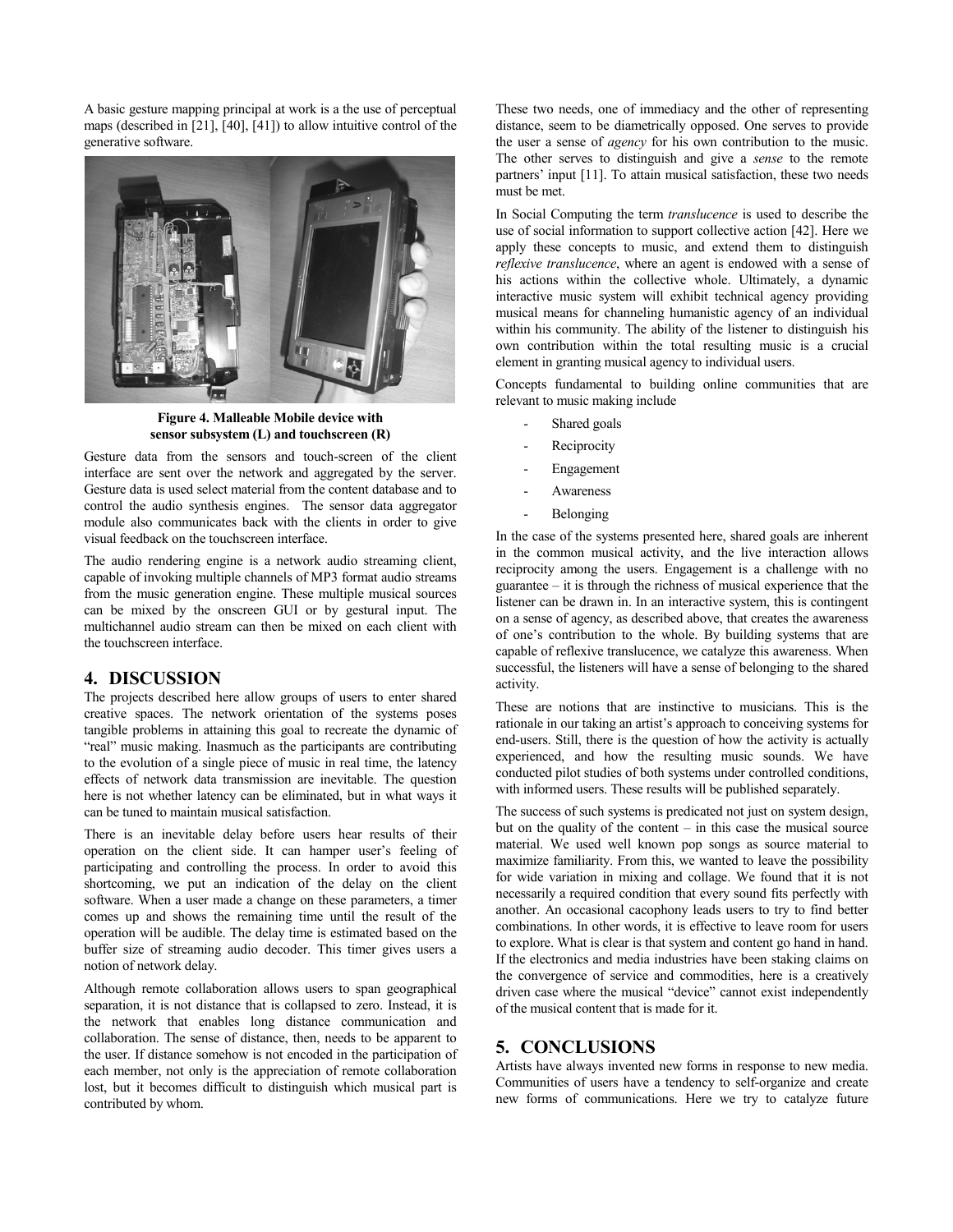A basic gesture mapping principal at work is a the use of perceptual maps (described in [21], [40], [41]) to allow intuitive control of the generative software.

**Figure 4. Malleable Mobile device with sensor subsystem (L) and touchscreen (R)**

Gesture data from the sensors and touch-screen of the client interface are sent over the network and aggregated by the server. Gesture data is used select material from the content database and to control the audio synthesis engines. The sensor data aggregator module also communicates back with the clients in order to give visual feedback on the touchscreen interface.

The audio rendering engine is a network audio streaming client, capable of invoking multiple channels of MP3 format audio streams from the music generation engine. These multiple musical sources can be mixed by the onscreen GUI or by gestural input. The multichannel audio stream can then be mixed on each client with the touchscreen interface.

## 4. DISCUSSION

The projects described here allow groups of users to enter shared creative spaces. The network orientation of the systems poses tangible problems in attaining this goal to recreate the dynamic of "real" music making. Inasmuch as the participants are contributing to the evolution of a single piece of music in real time, the latency effects of network data transmission are inevitable. The question here is not whether latency can be eliminated, but in what ways it can be tuned to maintain musical satisfaction.

There is an inevitable delay before users hear results of their operation on the client side. It can hamper user's feeling of participating and controlling the process. In order to avoid this shortcoming, we put an indication of the delay on the client software. When a user made a change on these parameters, a timer comes up and shows the remaining time until the result of the operation will be audible. The delay time is estimated based on the buffer size of streaming audio decoder. This timer gives users a notion of network delay.

Although remote collaboration allows users to span geographical separation, it is not distance that is collapsed to zero. Instead, it is the network that enables long distance communication and collaboration. The sense of distance, then, needs to be apparent to the user. If distance somehow is not encoded in the participation of each member, not only is the appreciation of remote collaboration lost, but it becomes difficult to distinguish which musical part is contributed by whom.

These two needs, one of immediacy and the other of representing distance, seem to be diametrically opposed. One serves to provide the user a sense of *agency* for his own contribution to the music. The other serves to distinguish and give a *sense* to the remote partners' input [11]. To attain musical satisfaction, these two needs must be met.

In Social Computing the term *translucence* is used to describe the use of social information to support collective action [42]. Here we apply these concepts to music, and extend them to distinguish *reflexive translucence*, where an agent is endowed with a sense of his actions within the collective whole. Ultimately, a dynamic interactive music system will exhibit technical agency providing musical means for channeling humanistic agency of an individual within his community. The ability of the listener to distinguish his own contribution within the total resulting music is a crucial element in granting musical agency to individual users.

Concepts fundamental to building online communities that are relevant to music making include

- Shared goals
- Reciprocity
- Engagement
- Awareness
- Belonging

In the case of the systems presented here, shared goals are inherent in the common musical activity, and the live interaction allows reciprocity among the users. Engagement is a challenge with no guarantee – it is through the richness of musical experience that the listener can be drawn in. In an interactive system, this is contingent on a sense of agency, as described above, that creates the awareness of one's contribution to the whole. By building systems that are capable of reflexive translucence, we catalyze this awareness. When successful, the listeners will have a sense of belonging to the shared activity.

These are notions that are instinctive to musicians. This is the rationale in our taking an artist's approach to conceiving systems for end-users. Still, there is the question of how the activity is actually experienced, and how the resulting music sounds. We have conducted pilot studies of both systems under controlled conditions, with informed users. These results will be published separately.

The success of such systems is predicated not just on system design, but on the quality of the content – in this case the musical source material. We used well known pop songs as source material to maximize familiarity. From this, we wanted to leave the possibility for wide variation in mixing and collage. We found that it is not necessarily a required condition that every sound fits perfectly with another. An occasional cacophony leads users to try to find better combinations. In other words, it is effective to leave room for users to explore. What is clear is that system and content go hand in hand. If the electronics and media industries have been staking claims on the convergence of service and commodities, here is a creatively driven case where the musical "device" cannot exist independently of the musical content that is made for it.

## 5. CONCLUSIONS

Artists have always invented new forms in response to new media. Communities of users have a tendency to self-organize and create new forms of communications. Here we try to catalyze future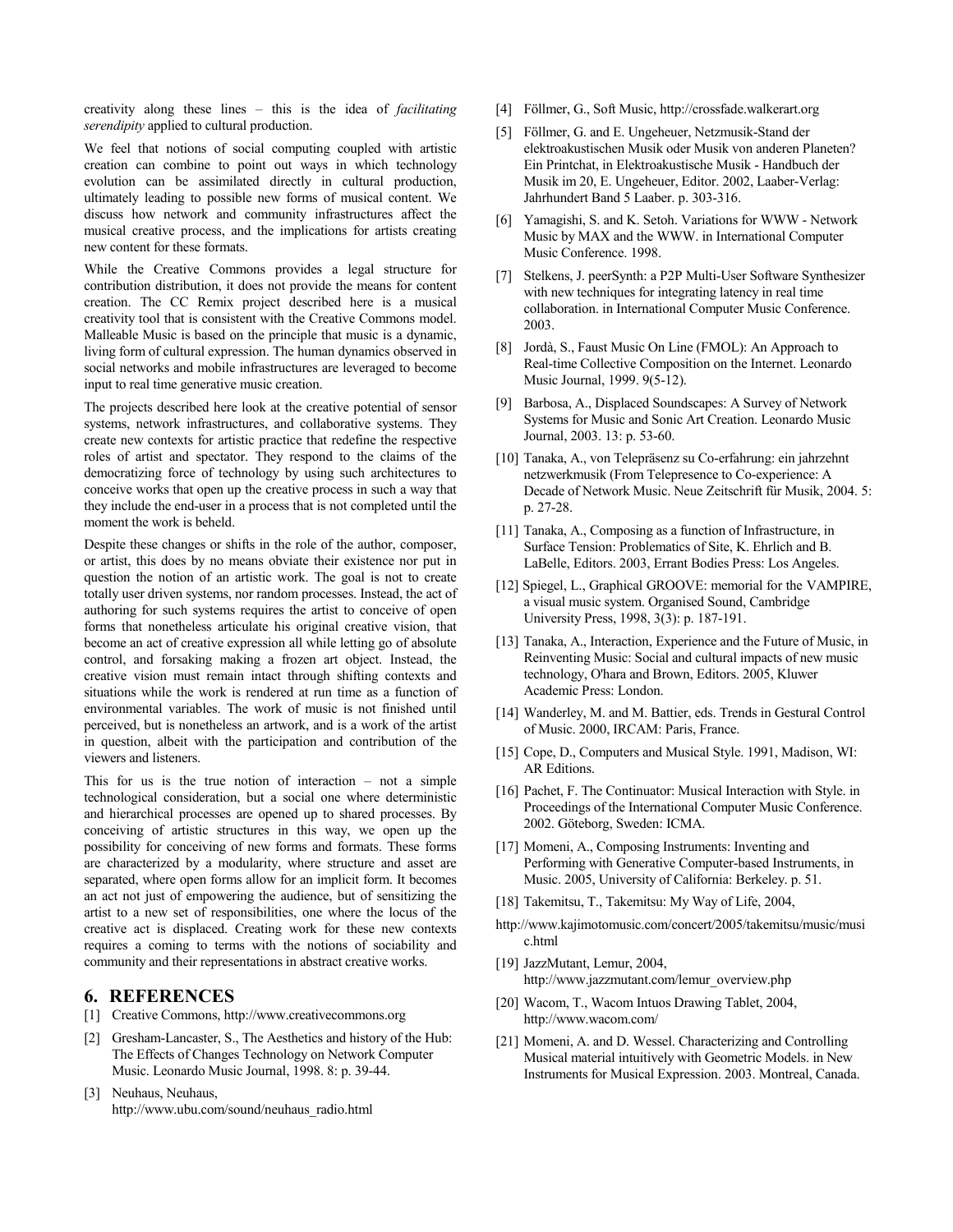creativity along these lines – this is the idea of *facilitating serendipity* applied to cultural production.

We feel that notions of social computing coupled with artistic creation can combine to point out ways in which technology evolution can be assimilated directly in cultural production, ultimately leading to possible new forms of musical content. We discuss how network and community infrastructures affect the musical creative process, and the implications for artists creating new content for these formats.

While the Creative Commons provides a legal structure for contribution distribution, it does not provide the means for content creation. The CC Remix project described here is a musical creativity tool that is consistent with the Creative Commons model. Malleable Music is based on the principle that music is a dynamic, living form of cultural expression. The human dynamics observed in social networks and mobile infrastructures are leveraged to become input to real time generative music creation.

The projects described here look at the creative potential of sensor systems, network infrastructures, and collaborative systems. They create new contexts for artistic practice that redefine the respective roles of artist and spectator. They respond to the claims of the democratizing force of technology by using such architectures to conceive works that open up the creative process in such a way that they include the end-user in a process that is not completed until the moment the work is beheld.

Despite these changes or shifts in the role of the author, composer, or artist, this does by no means obviate their existence nor put in question the notion of an artistic work. The goal is not to create totally user driven systems, nor random processes. Instead, the act of authoring for such systems requires the artist to conceive of open forms that nonetheless articulate his original creative vision, that become an act of creative expression all while letting go of absolute control, and forsaking making a frozen art object. Instead, the creative vision must remain intact through shifting contexts and situations while the work is rendered at run time as a function of environmental variables. The work of music is not finished until perceived, but is nonetheless an artwork, and is a work of the artist in question, albeit with the participation and contribution of the viewers and listeners.

This for us is the true notion of interaction – not a simple technological consideration, but a social one where deterministic and hierarchical processes are opened up to shared processes. By conceiving of artistic structures in this way, we open up the possibility for conceiving of new forms and formats. These forms are characterized by a modularity, where structure and asset are separated, where open forms allow for an implicit form. It becomes an act not just of empowering the audience, but of sensitizing the artist to a new set of responsibilities, one where the locus of the creative act is displaced. Creating work for these new contexts requires a coming to terms with the notions of sociability and community and their representations in abstract creative works.

## 6. REFERENCES

[1] Creative Commons, http://www.creativecommons.org

[2] Gresham-Lancaster, S., The Aesthetics and history of the Hub: The Effects of Changes Technology on Network Computer Music. Leonardo Music Journal, 1998. 8: p. 39-44.

[3] Neuhaus, Neuhaus, http://www.ubu.com/sound/neuhaus_radio.html

[4] Föllmer, G., Soft Music, http://crossfade.walkerart.org

[5] Föllmer, G. and E. Ungeheuer, Netzmusik-Stand der elektroakustischen Musik oder Musik von anderen Planeten? Ein Printchat, in Elektroakustische Musik - Handbuch der Musik im 20, E. Ungeheuer, Editor. 2002, Laaber-Verlag: Jahrhundert Band 5 Laaber. p. 303-316.

[6] Yamagishi, S. and K. Setoh. Variations for WWW - Network Music by MAX and the WWW. in International Computer Music Conference. 1998.

[7] Stelkens, J. peerSynth: a P2P Multi-User Software Synthesizer with new techniques for integrating latency in real time collaboration. in International Computer Music Conference. 2003.

[8] Jordà, S., Faust Music On Line (FMOL): An Approach to Real-time Collective Composition on the Internet. Leonardo Music Journal, 1999. 9(5-12).

[9] Barbosa, A., Displaced Soundscapes: A Survey of Network Systems for Music and Sonic Art Creation. Leonardo Music Journal, 2003. 13: p. 53-60.

[10] Tanaka, A., von Telepräsenz su Co-erfahrung: ein jahrzehnt netzwerkmusik (From Telepresence to Co-experience: A Decade of Network Music. Neue Zeitschrift für Musik, 2004. 5: p. 27-28.

[11] Tanaka, A., Composing as a function of Infrastructure, in Surface Tension: Problematics of Site, K. Ehrlich and B. LaBelle, Editors. 2003, Errant Bodies Press: Los Angeles.

[12] Spiegel, L., Graphical GROOVE: memorial for the VAMPIRE, a visual music system. Organised Sound, Cambridge University Press, 1998, 3(3): p. 187-191.

[13] Tanaka, A., Interaction, Experience and the Future of Music, in Reinventing Music: Social and cultural impacts of new music technology, O'hara and Brown, Editors. 2005, Kluwer Academic Press: London.

[14] Wanderley, M. and M. Battier, eds. Trends in Gestural Control of Music. 2000, IRCAM: Paris, France.

[15] Cope, D., Computers and Musical Style. 1991, Madison, WI: AR Editions.

[16] Pachet, F. The Continuator: Musical Interaction with Style. in Proceedings of the International Computer Music Conference. 2002. Göteborg, Sweden: ICMA.

[17] Momeni, A., Composing Instruments: Inventing and Performing with Generative Computer-based Instruments, in Music. 2005, University of California: Berkeley. p. 51.

[18] Takemitsu, T., Takemitsu: My Way of Life, 2004, http://www.kajimotomusic.com/concert/2005/takemitsu/music/music.html

[19] JazzMutant, Lemur, 2004, http://www.jazzmutant.com/lemur_overview.php

[20] Wacom, T., Wacom Intuos Drawing Tablet, 2004, http://www.wacom.com/

[21] Momeni, A. and D. Wessel. Characterizing and Controlling Musical material intuitively with Geometric Models. in New Instruments for Musical Expression. 2003. Montreal, Canada.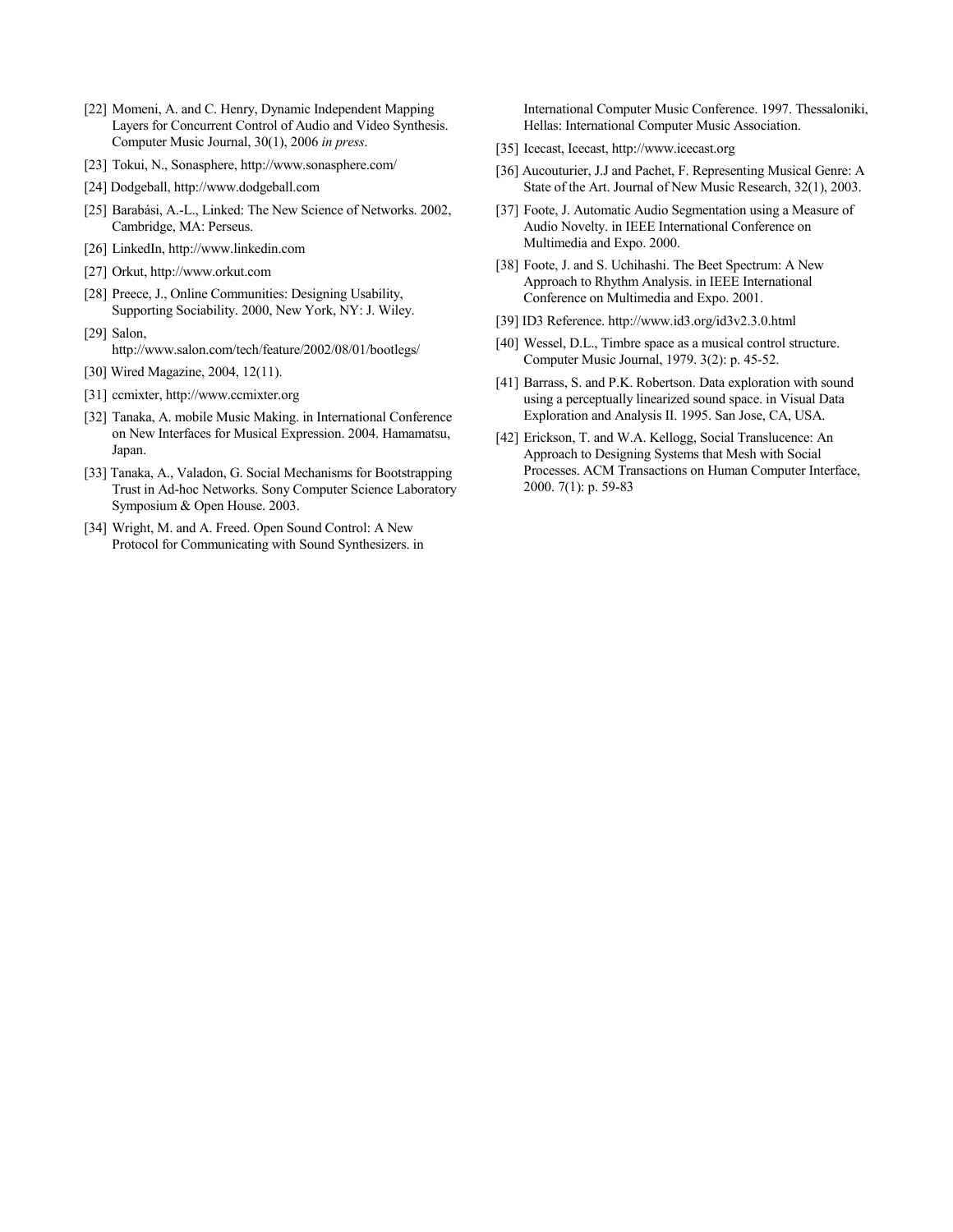[22] Momeni, A. and C. Henry, Dynamic Independent Mapping Layers for Concurrent Control of Audio and Video Synthesis. Computer Music Journal, 30(1), 2006 *in press*.

[23] Tokui, N., Sonasphere, http://www.sonasphere.com/

[24] Dodgeball, http://www.dodgeball.com

[25] Barabási, A.-L., Linked: The New Science of Networks. 2002, Cambridge, MA: Perseus.

[26] LinkedIn, http://www.linkedin.com

[27] Orkut, http://www.orkut.com

[28] Preece, J., Online Communities: Designing Usability, Supporting Sociability. 2000, New York, NY: J. Wiley.

[29] Salon, http://www.salon.com/tech/feature/2002/08/01/bootlegs/

[30] Wired Magazine, 2004, 12(11).

[31] ccmixter, http://www.ccmixter.org

[32] Tanaka, A. mobile Music Making. in International Conference on New Interfaces for Musical Expression. 2004. Hamamatsu, Japan.

[33] Tanaka, A., Valadon, G. Social Mechanisms for Bootstrapping Trust in Ad-hoc Networks. Sony Computer Science Laboratory Symposium & Open House. 2003.

[34] Wright, M. and A. Freed. Open Sound Control: A New Protocol for Communicating with Sound Synthesizers. in International Computer Music Conference. 1997. Thessaloniki, Hellas: International Computer Music Association.

[35] Icecast, Icecast, http://www.icecast.org

[36] Aucouturier, J.J and Pachet, F. Representing Musical Genre: A State of the Art. Journal of New Music Research, 32(1), 2003.

[37] Foote, J. Automatic Audio Segmentation using a Measure of Audio Novelty. in IEEE International Conference on Multimedia and Expo. 2000.

[38] Foote, J. and S. Uchihashi. The Beet Spectrum: A New Approach to Rhythm Analysis. in IEEE International Conference on Multimedia and Expo. 2001.

[39] ID3 Reference. http://www.id3.org/id3v2.3.0.html

[40] Wessel, D.L., Timbre space as a musical control structure. Computer Music Journal, 1979. 3(2): p. 45-52.

[41] Barrass, S. and P.K. Robertson. Data exploration with sound using a perceptually linearized sound space. in Visual Data Exploration and Analysis II. 1995. San Jose, CA, USA.

[42] Erickson, T. and W.A. Kellogg, Social Translucence: An Approach to Designing Systems that Mesh with Social Processes. ACM Transactions on Human Computer Interface, 2000. 7(1): p. 59-83